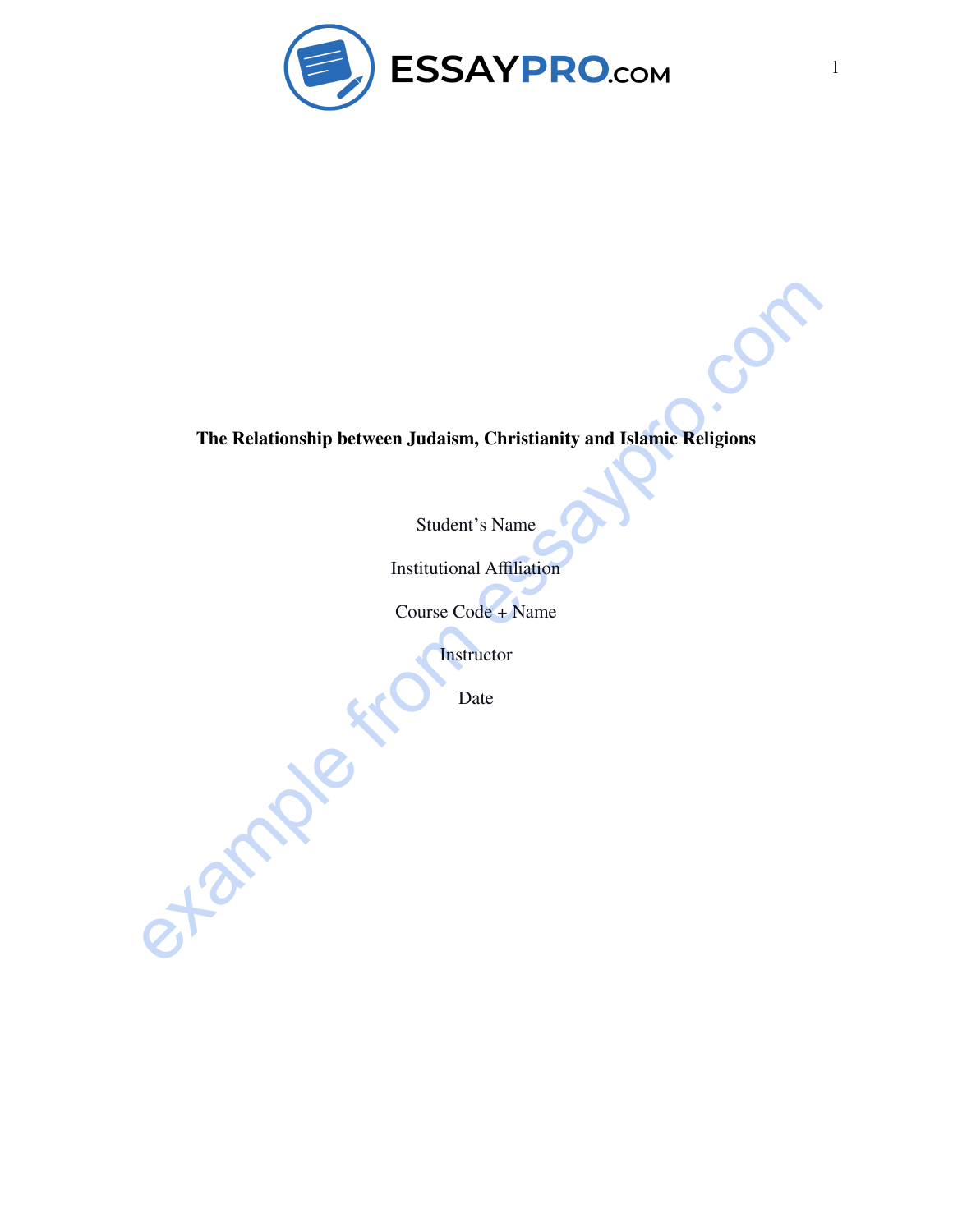**The Relationship between Judaism, Christianity and Islamic Religions**

Student's Name

Institutional Affiliation

Course Code + Name

Instructor

Date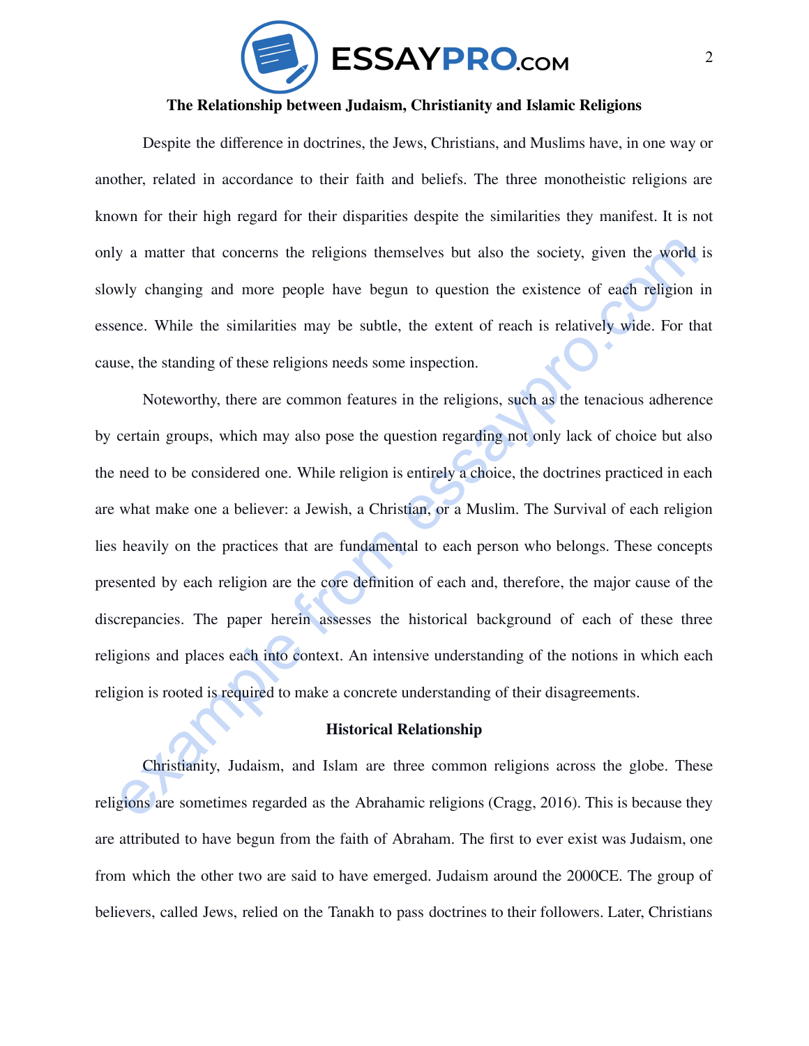## The Relationship between Judaism, Christianity and Islamic Religions

Despite the difference in doctrines, the Jews, Christians, and Muslims have, in one way or another, related in accordance to their faith and beliefs. The three monotheistic religions are known for their high regard for their disparities despite the similarities they manifest. It is not only a matter that concerns the religions themselves but also the society, given the world is slowly changing and more people have begun to question the existence of each religion in essence. While the similarities may be subtle, the extent of reach is relatively wide. For that cause, the standing of these religions needs some inspection.

Noteworthy, there are common features in the religions, such as the tenacious adherence by certain groups, which may also pose the question regarding not only lack of choice but also the need to be considered one. While religion is entirely a choice, the doctrines practiced in each are what make one a believer: a Jewish, a Christian, or a Muslim. The Survival of each religion lies heavily on the practices that are fundamental to each person who belongs. These concepts presented by each religion are the core definition of each and, therefore, the major cause of the discrepancies. The paper herein assesses the historical background of each of these three religions and places each into context. An intensive understanding of the notions in which each religion is rooted is required to make a concrete understanding of their disagreements.

### Historical Relationship

Christianity, Judaism, and Islam are three common religions across the globe. These religions are sometimes regarded as the Abrahamic religions (Cragg, 2016). This is because they are attributed to have begun from the faith of Abraham. The first to ever exist was Judaism, one from which the other two are said to have emerged. Judaism around the 2000CE. The group of believers, called Jews, relied on the Tanakh to pass doctrines to their followers. Later, Christians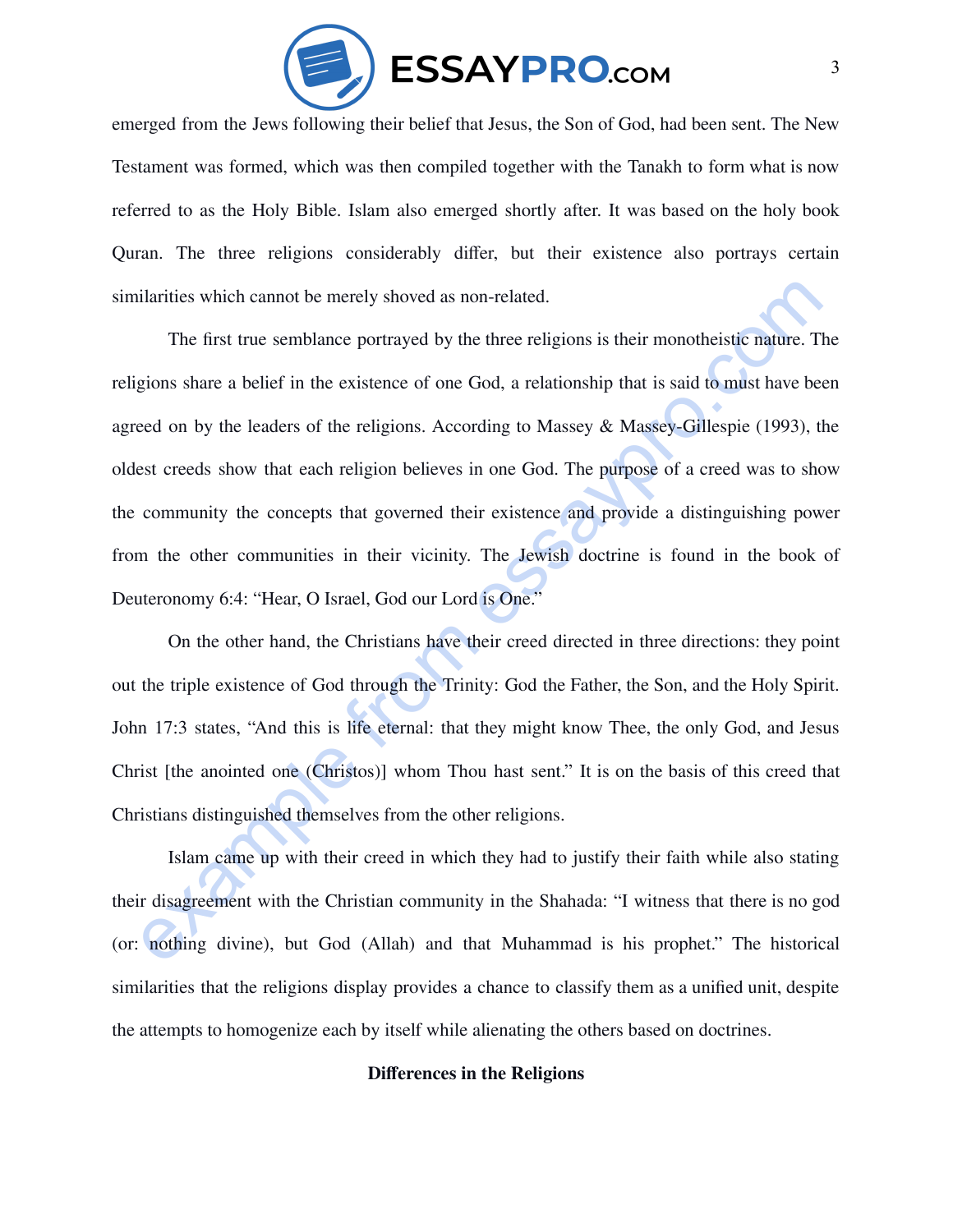emerged from the Jews following their belief that Jesus, the Son of God, had been sent. The New Testament was formed, which was then compiled together with the Tanakh to form what is now referred to as the Holy Bible. Islam also emerged shortly after. It was based on the holy book Quran. The three religions considerably differ, but their existence also portrays certain similarities which cannot be merely shoved as non-related.

The first true semblance portrayed by the three religions is their monotheistic nature. The religions share a belief in the existence of one God, a relationship that is said to must have been agreed on by the leaders of the religions. According to Massey & Massey-Gillespie (1993), the oldest creeds show that each religion believes in one God. The purpose of a creed was to show the community the concepts that governed their existence and provide a distinguishing power from the other communities in their vicinity. The Jewish doctrine is found in the book of Deuteronomy 6:4: “Hear, O Israel, God our Lord is One.”

On the other hand, the Christians have their creed directed in three directions: they point out the triple existence of God through the Trinity: God the Father, the Son, and the Holy Spirit. John 17:3 states, “And this is life eternal: that they might know Thee, the only God, and Jesus Christ [the anointed one (Christos)] whom Thou hast sent.” It is on the basis of this creed that Christians distinguished themselves from the other religions.

Islam came up with their creed in which they had to justify their faith while also stating their disagreement with the Christian community in the Shahada: “I witness that there is no god (or: nothing divine), but God (Allah) and that Muhammad is his prophet.” The historical similarities that the religions display provides a chance to classify them as a unified unit, despite the attempts to homogenize each by itself while alienating the others based on doctrines.

**Differences in the Religions**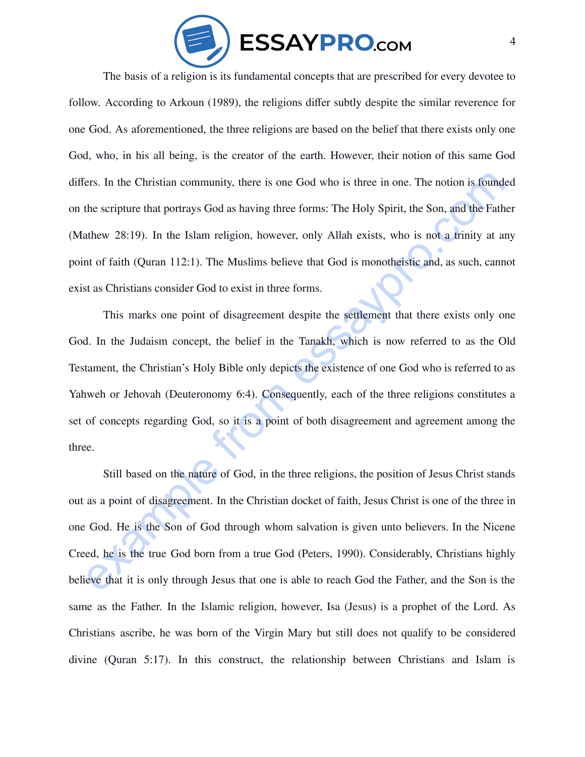The basis of a religion is its fundamental concepts that are prescribed for every devotee to follow. According to Arkoun (1989), the religions differ subtly despite the similar reverence for one God. As aforementioned, the three religions are based on the belief that there exists only one God, who, in his all being, is the creator of the earth. However, their notion of this same God differs. In the Christian community, there is one God who is three in one. The notion is founded on the scripture that portrays God as having three forms: The Holy Spirit, the Son, and the Father (Mathew 28:19). In the Islam religion, however, only Allah exists, who is not a trinity at any point of faith (Quran 112:1). The Muslims believe that God is monotheistic and, as such, cannot exist as Christians consider God to exist in three forms.

This marks one point of disagreement despite the settlement that there exists only one God. In the Judaism concept, the belief in the Tanakh, which is now referred to as the Old Testament, the Christian's Holy Bible only depicts the existence of one God who is referred to as Yahweh or Jehovah (Deuteronomy 6:4). Consequently, each of the three religions constitutes a set of concepts regarding God, so it is a point of both disagreement and agreement among the three.

Still based on the nature of God, in the three religions, the position of Jesus Christ stands out as a point of disagreement. In the Christian docket of faith, Jesus Christ is one of the three in one God. He is the Son of God through whom salvation is given unto believers. In the Nicene Creed, he is the true God born from a true God (Peters, 1990). Considerably, Christians highly believe that it is only through Jesus that one is able to reach God the Father, and the Son is the same as the Father. In the Islamic religion, however, Isa (Jesus) is a prophet of the Lord. As Christians ascribe, he was born of the Virgin Mary but still does not qualify to be considered divine (Quran 5:17). In this construct, the relationship between Christians and Islam is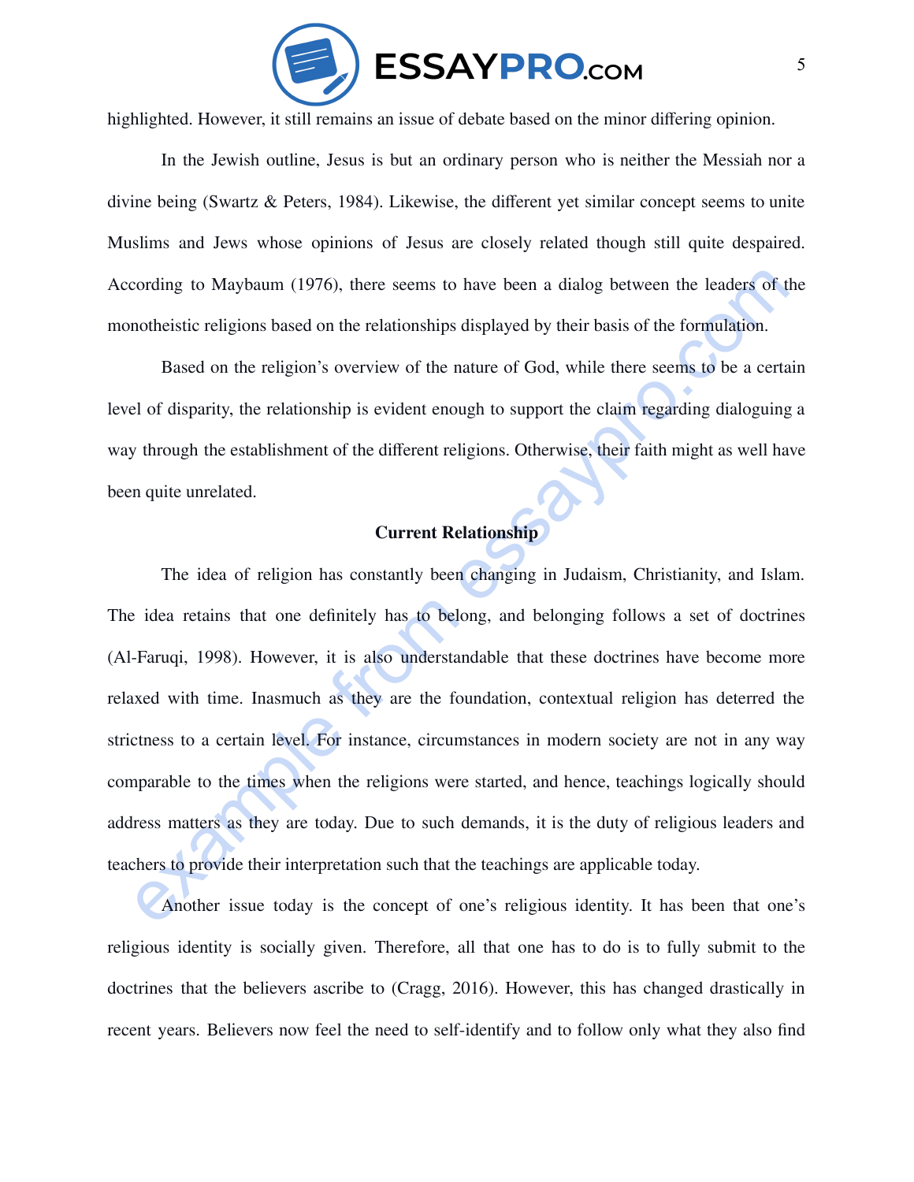highlighted. However, it still remains an issue of debate based on the minor differing opinion.

In the Jewish outline, Jesus is but an ordinary person who is neither the Messiah nor a divine being (Swartz & Peters, 1984). Likewise, the different yet similar concept seems to unite Muslims and Jews whose opinions of Jesus are closely related though still quite despaired. According to Maybaum (1976), there seems to have been a dialog between the leaders of the monotheistic religions based on the relationships displayed by their basis of the formulation.

Based on the religion's overview of the nature of God, while there seems to be a certain level of disparity, the relationship is evident enough to support the claim regarding dialoguing a way through the establishment of the different religions. Otherwise, their faith might as well have been quite unrelated.

## Current Relationship

The idea of religion has constantly been changing in Judaism, Christianity, and Islam. The idea retains that one definitely has to belong, and belonging follows a set of doctrines (Al-Faruqi, 1998). However, it is also understandable that these doctrines have become more relaxed with time. Inasmuch as they are the foundation, contextual religion has deterred the strictness to a certain level. For instance, circumstances in modern society are not in any way comparable to the times when the religions were started, and hence, teachings logically should address matters as they are today. Due to such demands, it is the duty of religious leaders and teachers to provide their interpretation such that the teachings are applicable today.

Another issue today is the concept of one's religious identity. It has been that one's religious identity is socially given. Therefore, all that one has to do is to fully submit to the doctrines that the believers ascribe to (Cragg, 2016). However, this has changed drastically in recent years. Believers now feel the need to self-identify and to follow only what they also find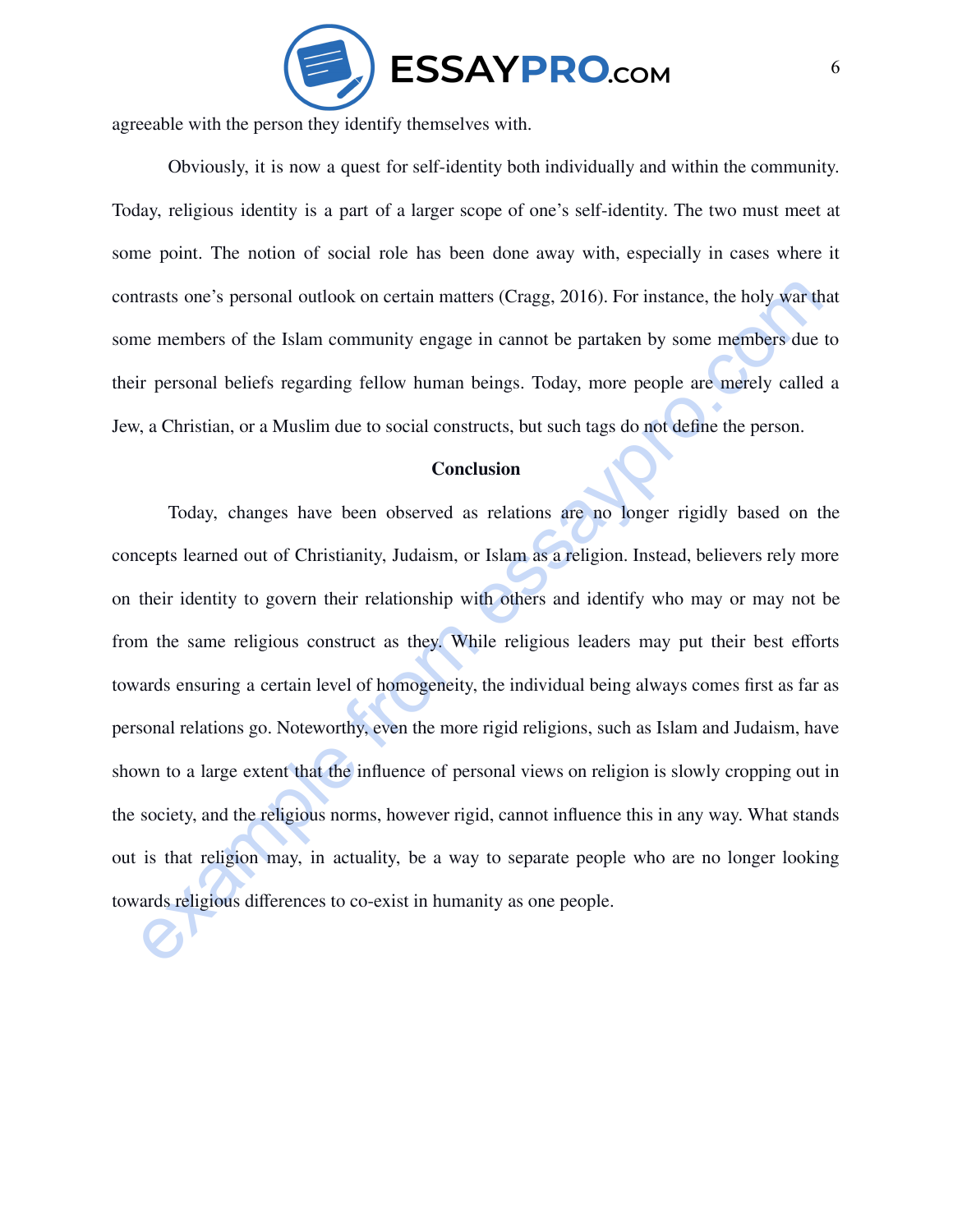agreeable with the person they identify themselves with.

Obviously, it is now a quest for self-identity both individually and within the community. Today, religious identity is a part of a larger scope of one's self-identity. The two must meet at some point. The notion of social role has been done away with, especially in cases where it contrasts one's personal outlook on certain matters (Cragg, 2016). For instance, the holy war that some members of the Islam community engage in cannot be partaken by some members due to their personal beliefs regarding fellow human beings. Today, more people are merely called a Jew, a Christian, or a Muslim due to social constructs, but such tags do not define the person.

## Conclusion

Today, changes have been observed as relations are no longer rigidly based on the concepts learned out of Christianity, Judaism, or Islam as a religion. Instead, believers rely more on their identity to govern their relationship with others and identify who may or may not be from the same religious construct as they. While religious leaders may put their best efforts towards ensuring a certain level of homogeneity, the individual being always comes first as far as personal relations go. Noteworthy, even the more rigid religions, such as Islam and Judaism, have shown to a large extent that the influence of personal views on religion is slowly cropping out in the society, and the religious norms, however rigid, cannot influence this in any way. What stands out is that religion may, in actuality, be a way to separate people who are no longer looking towards religious differences to co-exist in humanity as one people.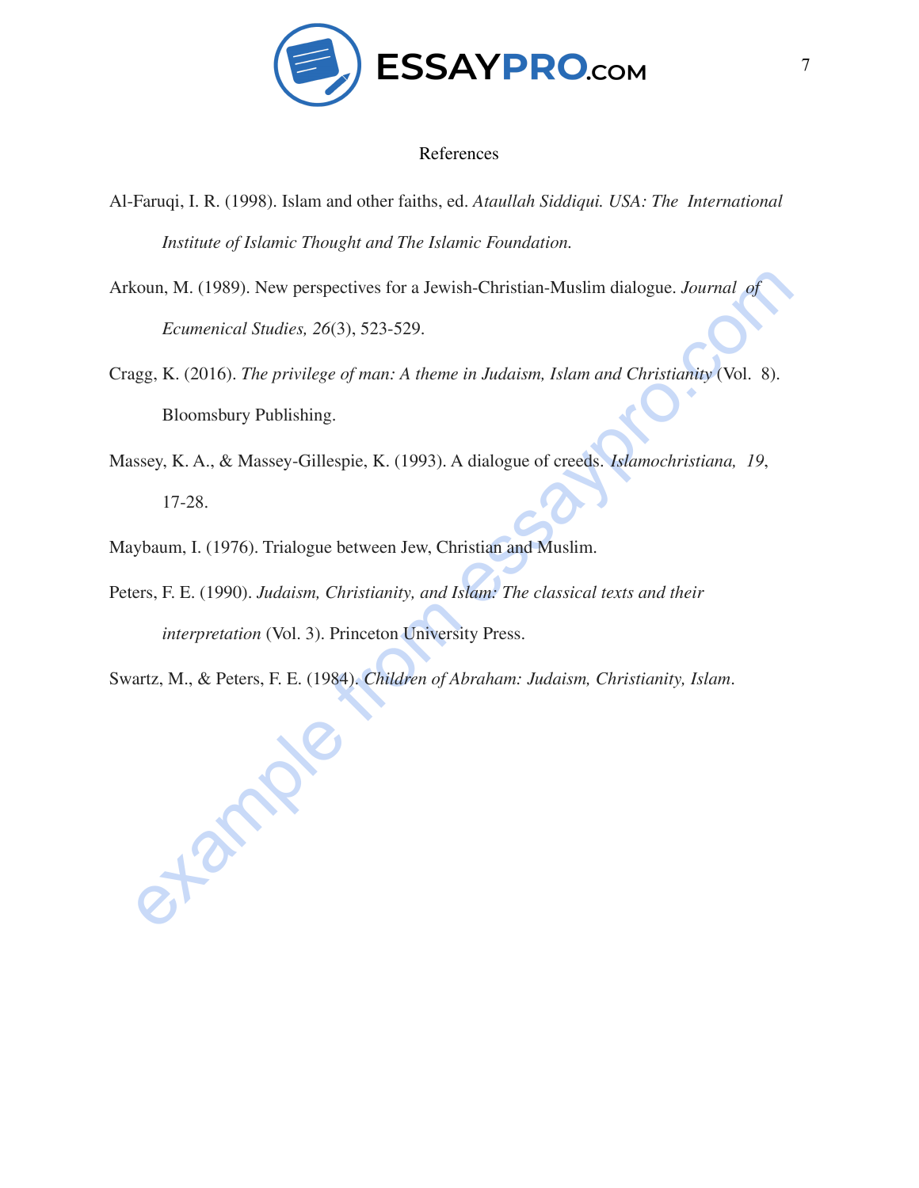# References

Al-Faruqi, I. R. (1998). Islam and other faiths, ed. *Ataullah Siddiqui. USA: The International Institute of Islamic Thought and The Islamic Foundation.*

Arkoun, M. (1989). New perspectives for a Jewish-Christian-Muslim dialogue. *Journal of Ecumenical Studies, 26*(3), 523-529.

Cragg, K. (2016). *The privilege of man: A theme in Judaism, Islam and Christianity* (Vol. 8). Bloomsbury Publishing.

Massey, K. A., & Massey-Gillespie, K. (1993). A dialogue of creeds. *Islamochristiana, 19*, 17-28.

Maybaum, I. (1976). Trialogue between Jew, Christian and Muslim.

Peters, F. E. (1990). *Judaism, Christianity, and Islam: The classical texts and their interpretation* (Vol. 3). Princeton University Press.

Swartz, M., & Peters, F. E. (1984). *Children of Abraham: Judaism, Christianity, Islam*.